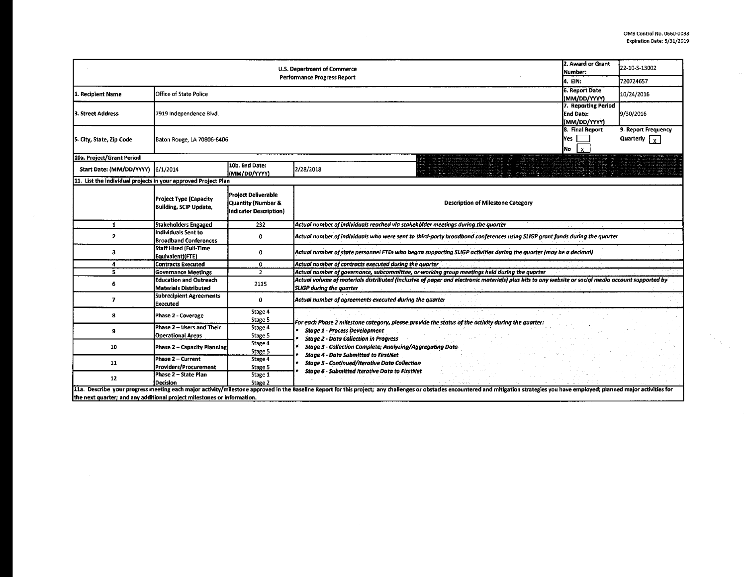OMB Control No. 0660-0038
Expiration Date: 5/31/2019

| U.S. Department of Commerce Performance Progress Report | | | | 2. Award or Grant Number: | 22-10-S-13002 |
|---|---|---|---|---|---|
| | | | | 4. EIN: | 720724657 |
| 1. Recipient Name | Office of State Police | | | 6. Report Date (MM/DD/YYYY) | 10/24/2016 |
| 3. Street Address | 7919 Independence Blvd. | | | 7. Reporting Period End Date: (MM/DD/YYYY) | 9/30/2016 |
| 5. City, State, Zip Code | Baton Rouge, LA 70806-6406 | | | 8. Final Report Yes [ ] No [X] | 9. Report Frequency Quarterly [X] |
| 10a. Project/Grant Period | | | | | |
| Start Date: (MM/DD/YYYY) | 6/1/2014 | 10b. End Date: (MM/DD/YYYY) | 2/28/2018 | | |

11. List the individual projects in your approved Project Plan

| | Project Type (Capacity Building, SCIP Update, | Project Deliverable Quantity (Number & Indicator Description) | Description of Milestone Category |
|---|---|---|---|
| 1 | Stakeholders Engaged | 232 | *Actual number of individuals reached via stakeholder meetings during the quarter* |
| 2 | Individuals Sent to Broadband Conferences | 0 | *Actual number of individuals who were sent to third-party broadband conferences using SLIGP grant funds during the quarter* |
| 3 | Staff Hired (Full-Time Equivalent)(FTE) | 0 | *Actual number of state personnel FTEs who began supporting SLIGP activities during the quarter (may be a decimal)* |
| 4 | Contracts Executed | 0 | *Actual number of contracts executed during the quarter* |
| 5 | Governance Meetings | 2 | *Actual number of governance, subcommittee, or working group meetings held during the quarter* |
| 6 | Education and Outreach Materials Distributed | 2115 | *Actual volume of materials distributed (inclusive of paper and electronic materials) plus hits to any website or social media account supported by SLIGP during the quarter* |
| 7 | Subrecipient Agreements Executed | 0 | *Actual number of agreements executed during the quarter* |
| 8 | Phase 2 - Coverage | Stage 4 Stage 5 | *For each Phase 2 milestone category, please provide the status of the activity during the quarter:* <br>• ***Stage 1 - Process Development*** <br>• ***Stage 2 - Data Collection in Progress*** <br>• ***Stage 3 - Collection Complete; Analyzing/Aggregating Data*** <br>• ***Stage 4 - Data Submitted to FirstNet*** <br>• ***Stage 5 - Continued/Iterative Data Collection*** <br>• ***Stage 6 - Submitted Iterative Data to FirstNet*** |
| 9 | Phase 2 – Users and Their Operational Areas | Stage 4 Stage 5 | |
| 10 | Phase 2 – Capacity Planning | Stage 4 Stage 5 | |
| 11 | Phase 2 – Current Providers/Procurement | Stage 4 Stage 5 | |
| 12 | Phase 2 – State Plan Decision | Stage 1 Stage 2 | |

11a. Describe your progress meeting each major activity/milestone approved in the Baseline Report for this project; any challenges or obstacles encountered and mitigation strategies you have employed; planned major activities for the next quarter; and any additional project milestones or information.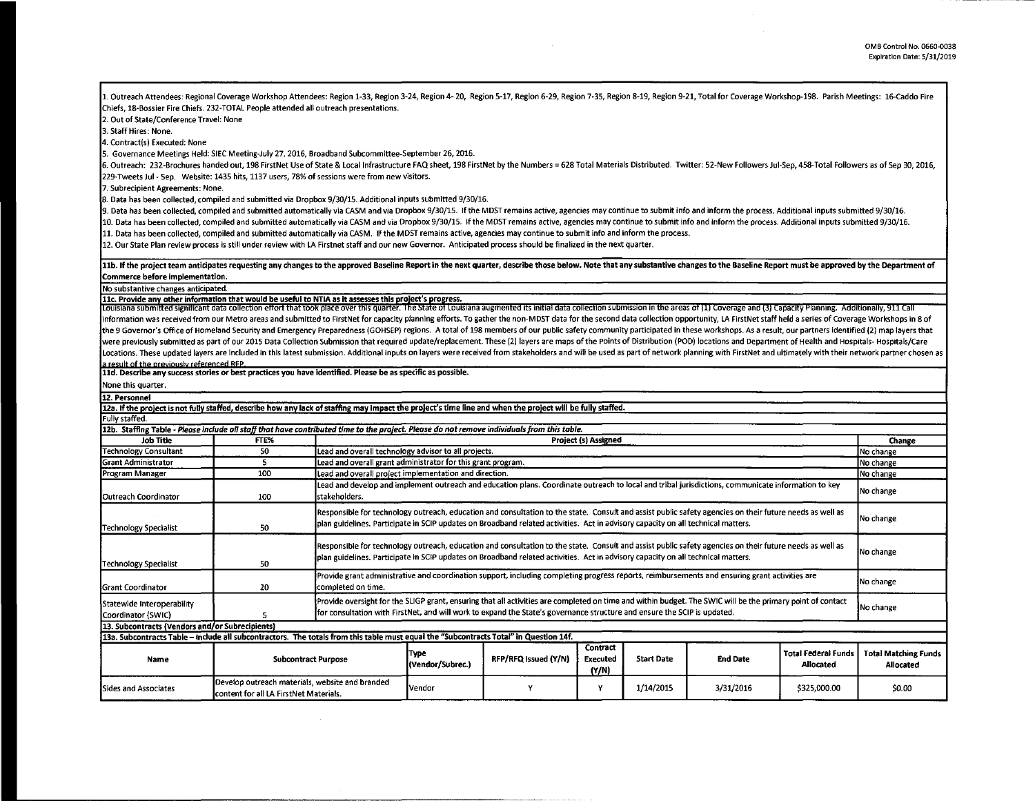1. Outreach Attendees: Regional Coverage Workshop Attendees: Region 1-33, Region 3-24, Region 4- 20, Region 5-17, Region 6-29, Region 7-35, Region 8-19, Region 9-21, Total for Coverage Workshop-198. Parish Meetings: 16-Caddo Fire Chiefs, 18-Bossier Fire Chiefs. 232-TOTAL People attended all outreach presentations.
2. Out of State/Conference Travel: None
3. Staff Hires: None.
4. Contract(s) Executed: None
5. Governance Meetings Held: SIEC Meeting-July 27, 2016, Broadband Subcommittee-September 26, 2016.
6. Outreach: 232-Brochures handed out, 198 FirstNet Use of State & Local Infrastructure FAQ sheet, 198 FirstNet by the Numbers = 628 Total Materials Distributed. Twitter: 52-New Followers Jul-Sep, 458-Total Followers as of Sep 30, 2016, 229-Tweets Jul - Sep. Website: 1435 hits, 1137 users, 78% of sessions were from new visitors.
7. Subrecipient Agreements: None.
8. Data has been collected, compiled and submitted via Dropbox 9/30/15. Additional inputs submitted 9/30/16.
9. Data has been collected, compiled and submitted automatically via CASM and via Dropbox 9/30/15. If the MDST remains active, agencies may continue to submit info and inform the process. Additional inputs submitted 9/30/16.
10. Data has been collected, compiled and submitted automatically via CASM and via Dropbox 9/30/15. If the MDST remains active, agencies may continue to submit info and inform the process. Additional inputs submitted 9/30/16.
11. Data has been collected, compiled and submitted automatically via CASM. If the MDST remains active, agencies may continue to submit info and inform the process.
12. Our State Plan review process is still under review with LA Firstnet staff and our new Governor. Anticipated process should be finalized in the next quarter.

**11b. If the project team anticipates requesting any changes to the approved Baseline Report in the next quarter, describe those below. Note that any substantive changes to the Baseline Report must be approved by the Department of Commerce before implementation.**

No substantive changes anticipated.

**11c. Provide any other information that would be useful to NTIA as it assesses this project's progress.**

Louisiana submitted significant data collection effort that took place over this quarter. The State of Louisiana augmented its initial data collection submission in the areas of (1) Coverage and (3) Capacity Planning. Additionally, 911 Call information was received from our Metro areas and submitted to FirstNet for capacity planning efforts. To gather the non-MDST data for the second data collection opportunity, LA FirstNet staff held a series of Coverage Workshops in 8 of the 9 Governor's Office of Homeland Security and Emergency Preparedness (GOHSEP) regions. A total of 198 members of our public safety community participated in these workshops. As a result, our partners identified (2) map layers that were previously submitted as part of our 2015 Data Collection Submission that required update/replacement. These (2) layers are maps of the Points of Distribution (POD) locations and Department of Health and Hospitals- Hospitals/Care Locations. These updated layers are included in this latest submission. Additional inputs on layers were received from stakeholders and will be used as part of network planning with FirstNet and ultimately with their network partner chosen as a result of the previously referenced RFP.

**11d. Describe any success stories or best practices you have identified. Please be as specific as possible.**

None this quarter.

**12. Personnel**

**12a. If the project is not fully staffed, describe how any lack of staffing may impact the project's time line and when the project will be fully staffed.**

Fully staffed.

**12b. Staffing Table** - *Please include all staff that have contributed time to the project. Please do not remove individuals from this table.*

| Job Title | FTE% | Project (s) Assigned | Change |
|---|---|---|---|
| Technology Consultant | 50 | Lead and overall technology advisor to all projects. | No change |
| Grant Administrator | 5 | Lead and overall grant administrator for this grant program. | No change |
| Program Manager | 100 | Lead and overall project implementation and direction. | No change |
| Outreach Coordinator | 100 | Lead and develop and implement outreach and education plans. Coordinate outreach to local and tribal jurisdictions, communicate information to key stakeholders. | No change |
| Technology Specialist | 50 | Responsible for technology outreach, education and consultation to the state. Consult and assist public safety agencies on their future needs as well as plan guidelines. Participate in SCIP updates on Broadband related activities. Act in advisory capacity on all technical matters. | No change |
| Technology Specialist | 50 | Responsible for technology outreach, education and consultation to the state. Consult and assist public safety agencies on their future needs as well as plan guidelines. Participate in SCIP updates on Broadband related activities. Act in advisory capacity on all technical matters. | No change |
| Grant Coordinator | 20 | Provide grant administrative and coordination support, including completing progress reports, reimbursements and ensuring grant activities are completed on time. | No change |
| Statewide Interoperability Coordinator (SWIC) | 5 | Provide oversight for the SLIGP grant, ensuring that all activities are completed on time and within budget. The SWIC will be the primary point of contact for consultation with FirstNet, and will work to expand the State's governance structure and ensure the SCIP is updated. | No change |

**13. Subcontracts (Vendors and/or Subrecipients)**

**13a. Subcontracts Table – Include all subcontractors. The totals from this table must equal the "Subcontracts Total" in Question 14f.**

| Name | Subcontract Purpose | Type (Vendor/Subrec.) | RFP/RFQ Issued (Y/N) | Contract Executed (Y/N) | Start Date | End Date | Total Federal Funds Allocated | Total Matching Funds Allocated |
|---|---|---|---|---|---|---|---|---|
| Sides and Associates | Develop outreach materials, website and branded content for all LA FirstNet Materials. | Vendor | Y | Y | 1/14/2015 | 3/31/2016 | $325,000.00 | $0.00 |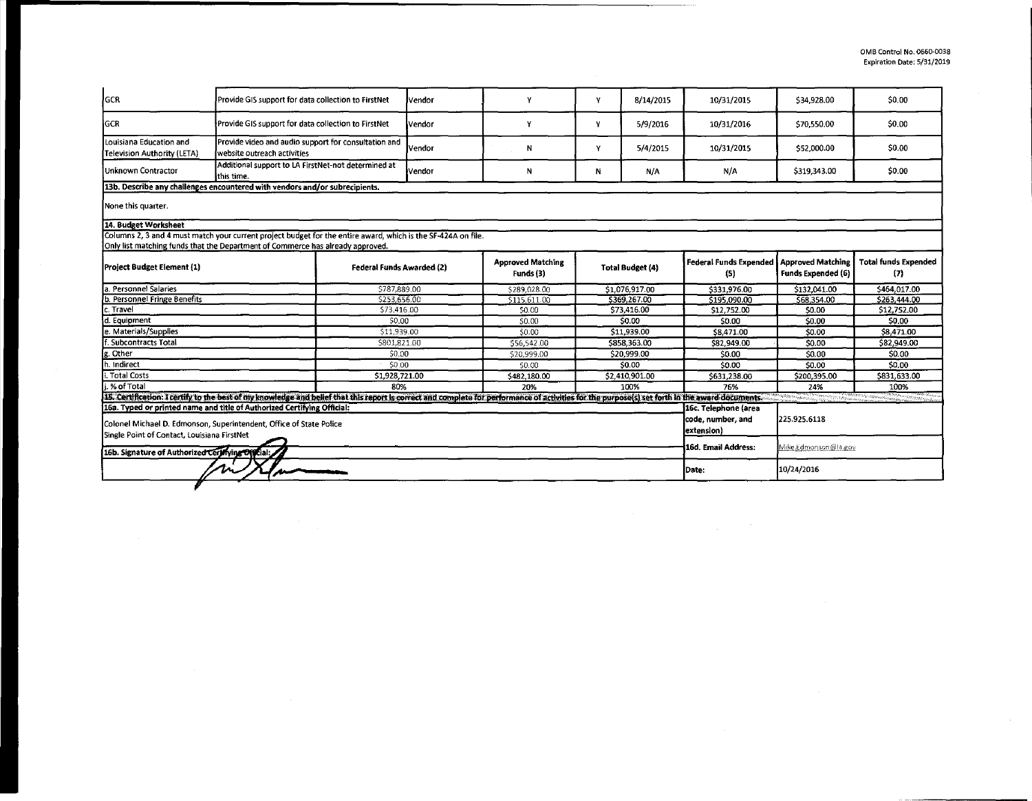| | | | | | | | | |
|---|---|---|---|---|---|---|---|---|
| GCR | Provide GIS support for data collection to FirstNet | Vendor | Y | Y | 8/14/2015 | 10/31/2015 | $34,928.00 | $0.00 |
| GCR | Provide GIS support for data collection to FirstNet | Vendor | Y | Y | 5/9/2016 | 10/31/2016 | $70,550.00 | $0.00 |
| Louisiana Education and Television Authority (LETA) | Provide video and audio support for consultation and website outreach activities | Vendor | N | Y | 5/4/2015 | 10/31/2015 | $52,000.00 | $0.00 |
| Unknown Contractor | Additional support to LA FirstNet-not determined at this time. | Vendor | N | N | N/A | N/A | $319,343.00 | $0.00 |

**13b. Describe any challenges encountered with vendors and/or subrecipients.**

None this quarter.

**14. Budget Worksheet**

Columns 2, 3 and 4 must match your current project budget for the entire award, which is the SF-424A on file.
Only list matching funds that the Department of Commerce has already approved.

| Project Budget Element (1) | Federal Funds Awarded (2) | Approved Matching Funds (3) | Total Budget (4) | Federal Funds Expended (5) | Approved Matching Funds Expended (6) | Total funds Expended (7) |
|---|---|---|---|---|---|---|
| a. Personnel Salaries | $787,889.00 | $289,028.00 | $1,076,917.00 | $331,976.00 | $132,041.00 | $464,017.00 |
| b. Personnel Fringe Benefits | $253,656.00 | $115,611.00 | $369,267.00 | $195,090.00 | $68,354.00 | $263,444.00 |
| c. Travel | $73,416.00 | $0.00 | $73,416.00 | $12,752.00 | $0.00 | $12,752.00 |
| d. Equipment | $0.00 | $0.00 | $0.00 | $0.00 | $0.00 | $0.00 |
| e. Materials/Supplies | $11,939.00 | $0.00 | $11,939.00 | $8,471.00 | $0.00 | $8,471.00 |
| f. Subcontracts Total | $801,821.00 | $56,542.00 | $858,363.00 | $82,949.00 | $0.00 | $82,949.00 |
| g. Other | $0.00 | $20,999.00 | $20,999.00 | $0.00 | $0.00 | $0.00 |
| h. Indirect | $0.00 | $0.00 | $0.00 | $0.00 | $0.00 | $0.00 |
| i. Total Costs | $1,928,721.00 | $482,180.00 | $2,410,901.00 | $631,238.00 | $200,395.00 | $831,633.00 |
| j. % of Total | 80% | 20% | 100% | 76% | 24% | 100% |

**15. Certification: I certify to the best of my knowledge and belief that this report is correct and complete for performance of activities for the purpose(s) set forth in the award documents.**

| | | |
|---|---|---|
| **16a. Typed or printed name and title of Authorized Certifying Official:** Colonel Michael D. Edmonson, Superintendent, Office of State Police Single Point of Contact, Louisiana FirstNet | 16c. Telephone (area code, number, and extension) | 225.925.6118 |
| **16b. Signature of Authorized Certifying Official:** | 16d. Email Address: | Mike.Edmonson@la.gov |
| | Date: | 10/24/2016 |